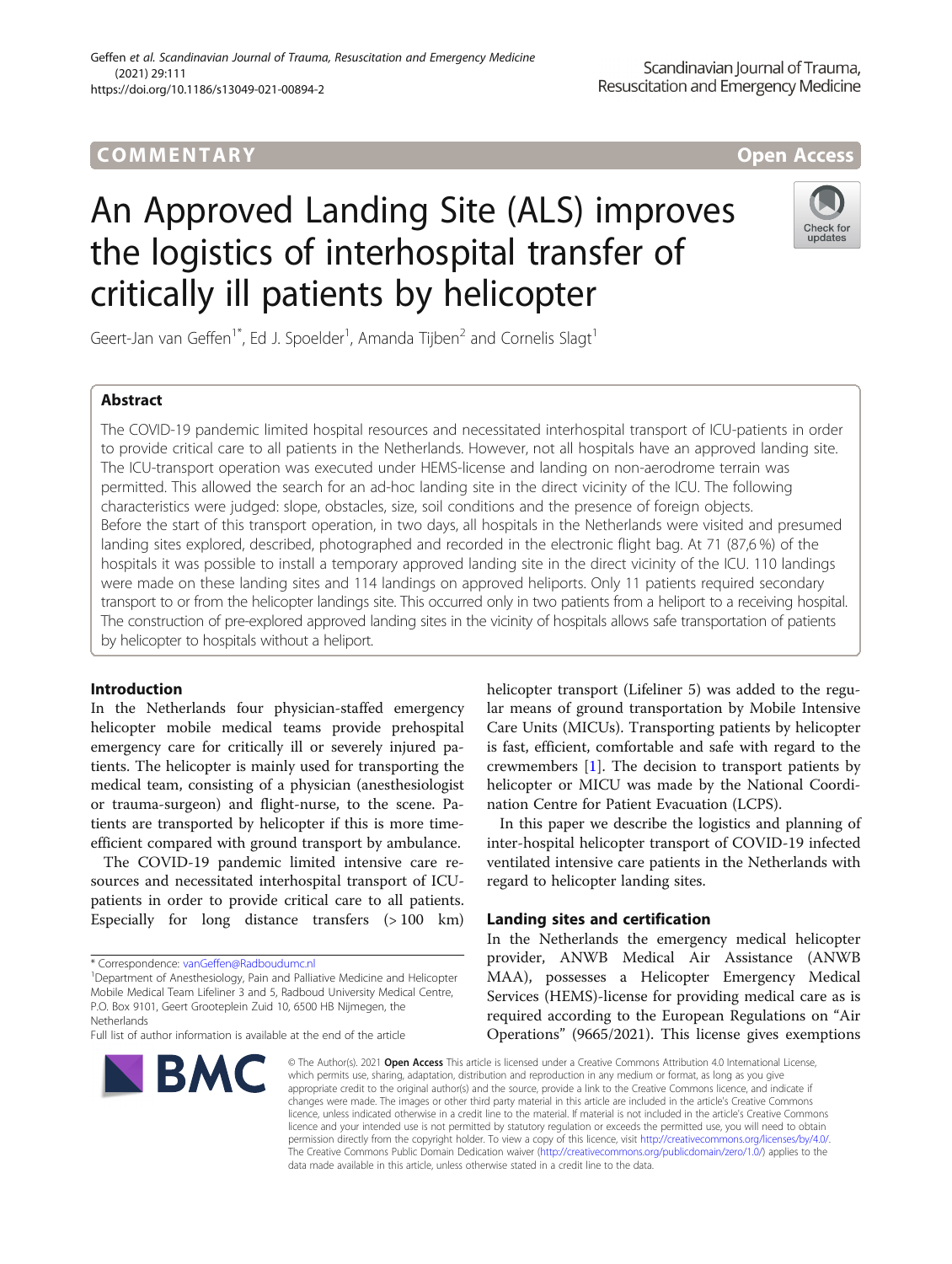COMMENTARY

Open Access

# An Approved Landing Site (ALS) improves the logistics of interhospital transfer of critically ill patients by helicopter

Geert-Jan van Geffen[1*], Ed J. Spoelder[1], Amanda Tijben[2] and Cornelis Slagt[1]

## Abstract

The COVID-19 pandemic limited hospital resources and necessitated interhospital transport of ICU-patients in order to provide critical care to all patients in the Netherlands. However, not all hospitals have an approved landing site. The ICU-transport operation was executed under HEMS-license and landing on non-aerodrome terrain was permitted. This allowed the search for an ad-hoc landing site in the direct vicinity of the ICU. The following characteristics were judged: slope, obstacles, size, soil conditions and the presence of foreign objects.

Before the start of this transport operation, in two days, all hospitals in the Netherlands were visited and presumed landing sites explored, described, photographed and recorded in the electronic flight bag. At 71 (87,6 %) of the hospitals it was possible to install a temporary approved landing site in the direct vicinity of the ICU. 110 landings were made on these landing sites and 114 landings on approved heliports. Only 11 patients required secondary transport to or from the helicopter landings site. This occurred only in two patients from a heliport to a receiving hospital. The construction of pre-explored approved landing sites in the vicinity of hospitals allows safe transportation of patients by helicopter to hospitals without a heliport.

## Introduction

In the Netherlands four physician-staffed emergency helicopter mobile medical teams provide prehospital emergency care for critically ill or severely injured patients. The helicopter is mainly used for transporting the medical team, consisting of a physician (anesthesiologist or trauma-surgeon) and flight-nurse, to the scene. Patients are transported by helicopter if this is more time-efficient compared with ground transport by ambulance.

The COVID-19 pandemic limited intensive care resources and necessitated interhospital transport of ICU-patients in order to provide critical care to all patients. Especially for long distance transfers (> 100 km) helicopter transport (Lifeliner 5) was added to the regular means of ground transportation by Mobile Intensive Care Units (MICUs). Transporting patients by helicopter is fast, efficient, comfortable and safe with regard to the crewmembers [1]. The decision to transport patients by helicopter or MICU was made by the National Coordination Centre for Patient Evacuation (LCPS).

In this paper we describe the logistics and planning of inter-hospital helicopter transport of COVID-19 infected ventilated intensive care patients in the Netherlands with regard to helicopter landing sites.

## Landing sites and certification

In the Netherlands the emergency medical helicopter provider, ANWB Medical Air Assistance (ANWB MAA), possesses a Helicopter Emergency Medical Services (HEMS)-license for providing medical care as is required according to the European Regulations on "Air Operations" (9665/2021). This license gives exemptions

* Correspondence: vanGeffen@Radboudumc.nl
[1]Department of Anesthesiology, Pain and Palliative Medicine and Helicopter Mobile Medical Team Lifeliner 3 and 5, Radboud University Medical Centre, P.O. Box 9101, Geert Grooteplein Zuid 10, 6500 HB Nijmegen, the Netherlands
Full list of author information is available at the end of the article

© The Author(s). 2021 **Open Access** This article is licensed under a Creative Commons Attribution 4.0 International License, which permits use, sharing, adaptation, distribution and reproduction in any medium or format, as long as you give appropriate credit to the original author(s) and the source, provide a link to the Creative Commons licence, and indicate if changes were made. The images or other third party material in this article are included in the article's Creative Commons licence, unless indicated otherwise in a credit line to the material. If material is not included in the article's Creative Commons licence and your intended use is not permitted by statutory regulation or exceeds the permitted use, you will need to obtain permission directly from the copyright holder. To view a copy of this licence, visit http://creativecommons.org/licenses/by/4.0/. The Creative Commons Public Domain Dedication waiver (http://creativecommons.org/publicdomain/zero/1.0/) applies to the data made available in this article, unless otherwise stated in a credit line to the data.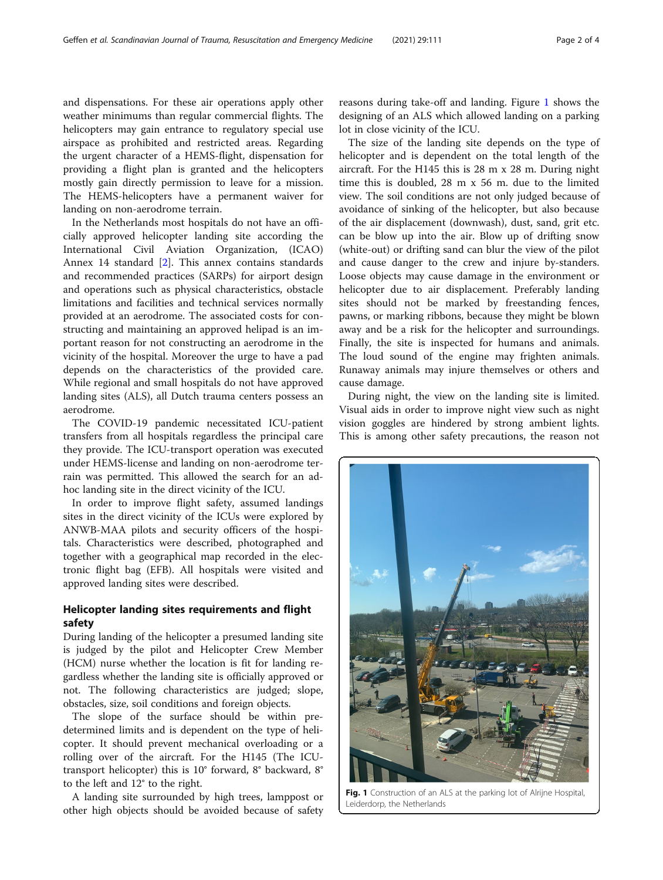and dispensations. For these air operations apply other weather minimums than regular commercial flights. The helicopters may gain entrance to regulatory special use airspace as prohibited and restricted areas. Regarding the urgent character of a HEMS-flight, dispensation for providing a flight plan is granted and the helicopters mostly gain directly permission to leave for a mission. The HEMS-helicopters have a permanent waiver for landing on non-aerodrome terrain.

In the Netherlands most hospitals do not have an officially approved helicopter landing site according the International Civil Aviation Organization, (ICAO) Annex 14 standard [2]. This annex contains standards and recommended practices (SARPs) for airport design and operations such as physical characteristics, obstacle limitations and facilities and technical services normally provided at an aerodrome. The associated costs for constructing and maintaining an approved helipad is an important reason for not constructing an aerodrome in the vicinity of the hospital. Moreover the urge to have a pad depends on the characteristics of the provided care. While regional and small hospitals do not have approved landing sites (ALS), all Dutch trauma centers possess an aerodrome.

The COVID-19 pandemic necessitated ICU-patient transfers from all hospitals regardless the principal care they provide. The ICU-transport operation was executed under HEMS-license and landing on non-aerodrome terrain was permitted. This allowed the search for an ad-hoc landing site in the direct vicinity of the ICU.

In order to improve flight safety, assumed landings sites in the direct vicinity of the ICUs were explored by ANWB-MAA pilots and security officers of the hospitals. Characteristics were described, photographed and together with a geographical map recorded in the electronic flight bag (EFB). All hospitals were visited and approved landing sites were described.

## Helicopter landing sites requirements and flight safety

During landing of the helicopter a presumed landing site is judged by the pilot and Helicopter Crew Member (HCM) nurse whether the location is fit for landing regardless whether the landing site is officially approved or not. The following characteristics are judged; slope, obstacles, size, soil conditions and foreign objects.

The slope of the surface should be within predetermined limits and is dependent on the type of helicopter. It should prevent mechanical overloading or a rolling over of the aircraft. For the H145 (The ICU-transport helicopter) this is 10° forward, 8° backward, 8° to the left and 12° to the right.

A landing site surrounded by high trees, lamppost or other high objects should be avoided because of safety reasons during take-off and landing. Figure 1 shows the designing of an ALS which allowed landing on a parking lot in close vicinity of the ICU.

The size of the landing site depends on the type of helicopter and is dependent on the total length of the aircraft. For the H145 this is 28 m x 28 m. During night time this is doubled, 28 m x 56 m. due to the limited view. The soil conditions are not only judged because of avoidance of sinking of the helicopter, but also because of the air displacement (downwash), dust, sand, grit etc. can be blow up into the air. Blow up of drifting snow (white-out) or drifting sand can blur the view of the pilot and cause danger to the crew and injure by-standers. Loose objects may cause damage in the environment or helicopter due to air displacement. Preferably landing sites should not be marked by freestanding fences, pawns, or marking ribbons, because they might be blown away and be a risk for the helicopter and surroundings. Finally, the site is inspected for humans and animals. The loud sound of the engine may frighten animals. Runaway animals may injure themselves or others and cause damage.

During night, the view on the landing site is limited. Visual aids in order to improve night view such as night vision goggles are hindered by strong ambient lights. This is among other safety precautions, the reason not

**Fig. 1** Construction of an ALS at the parking lot of Alrijne Hospital, Leiderdorp, the Netherlands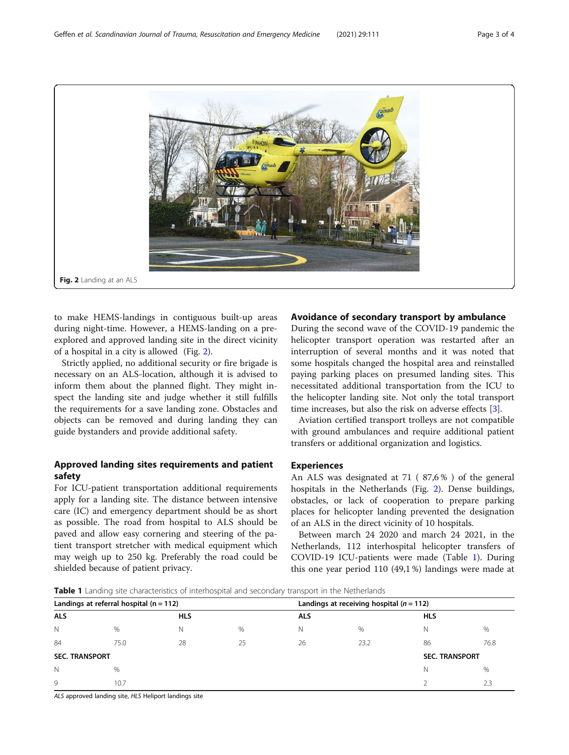Fig. 2 Landing at an ALS

to make HEMS-landings in contiguous built-up areas during night-time. However, a HEMS-landing on a pre-explored and approved landing site in the direct vicinity of a hospital in a city is allowed (Fig. 2).

Strictly applied, no additional security or fire brigade is necessary on an ALS-location, although it is advised to inform them about the planned flight. They might inspect the landing site and judge whether it still fulfills the requirements for a save landing zone. Obstacles and objects can be removed and during landing they can guide bystanders and provide additional safety.

## Approved landing sites requirements and patient safety

For ICU-patient transportation additional requirements apply for a landing site. The distance between intensive care (IC) and emergency department should be as short as possible. The road from hospital to ALS should be paved and allow easy cornering and steering of the patient transport stretcher with medical equipment which may weigh up to 250 kg. Preferably the road could be shielded because of patient privacy.

## Avoidance of secondary transport by ambulance

During the second wave of the COVID-19 pandemic the helicopter transport operation was restarted after an interruption of several months and it was noted that some hospitals changed the hospital area and reinstalled paying parking places on presumed landing sites. This necessitated additional transportation from the ICU to the helicopter landing site. Not only the total transport time increases, but also the risk on adverse effects [3].

Aviation certified transport trolleys are not compatible with ground ambulances and require additional patient transfers or additional organization and logistics.

## Experiences

An ALS was designated at 71 ( 87,6 % ) of the general hospitals in the Netherlands (Fig. 2). Dense buildings, obstacles, or lack of cooperation to prepare parking places for helicopter landing prevented the designation of an ALS in the direct vicinity of 10 hospitals.

Between march 24 2020 and march 24 2021, in the Netherlands, 112 interhospital helicopter transfers of COVID-19 ICU-patients were made (Table 1). During this one year period 110 (49,1 %) landings were made at

**Table 1** Landing site characteristics of interhospital and secondary transport in the Netherlands

| Landings at referral hospital (n = 112) | | | | Landings at receiving hospital (n = 112) | | | |
|---|---|---|---|---|---|---|---|
| ALS | | HLS | | ALS | | HLS | |
| N | % | N | % | N | % | N | % |
| 84 | 75.0 | 28 | 25 | 26 | 23.2 | 86 | 76.8 |
| SEC. TRANSPORT | | | | | | SEC. TRANSPORT | |
| N | % | | | | | N | % |
| 9 | 10.7 | | | | | 2 | 2.3 |

*ALS* approved landing site, *HLS* Heliport landings site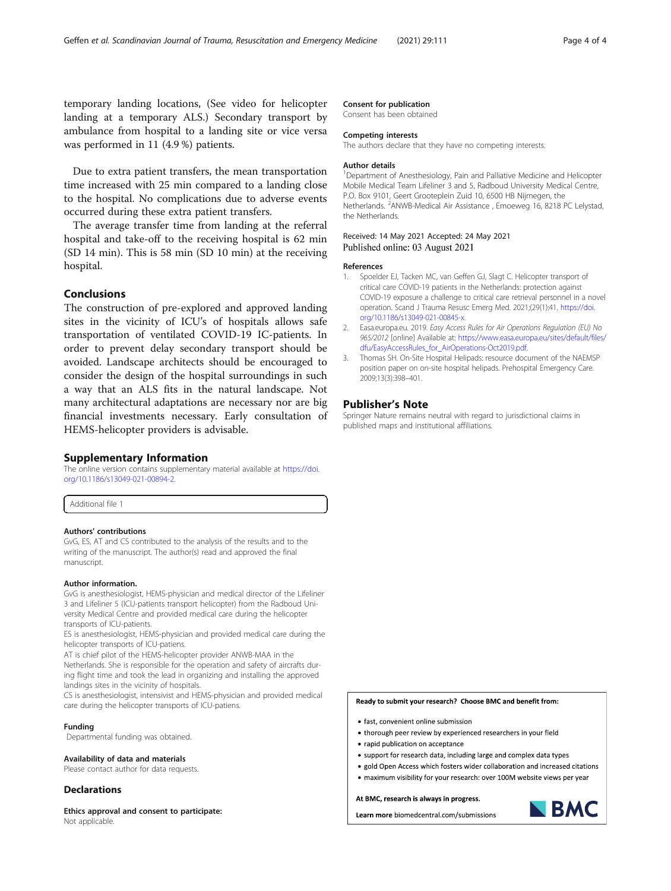temporary landing locations, (See video for helicopter landing at a temporary ALS.) Secondary transport by ambulance from hospital to a landing site or vice versa was performed in 11 (4.9 %) patients.

Due to extra patient transfers, the mean transportation time increased with 25 min compared to a landing close to the hospital. No complications due to adverse events occurred during these extra patient transfers.

The average transfer time from landing at the referral hospital and take-off to the receiving hospital is 62 min (SD 14 min). This is 58 min (SD 10 min) at the receiving hospital.

## Conclusions

The construction of pre-explored and approved landing sites in the vicinity of ICU's of hospitals allows safe transportation of ventilated COVID-19 IC-patients. In order to prevent delay secondary transport should be avoided. Landscape architects should be encouraged to consider the design of the hospital surroundings in such a way that an ALS fits in the natural landscape. Not many architectural adaptations are necessary nor are big financial investments necessary. Early consultation of HEMS-helicopter providers is advisable.

## Supplementary Information

The online version contains supplementary material available at https://doi.org/10.1186/s13049-021-00894-2.

Additional file 1

### Authors' contributions

GvG, ES, AT and CS contributed to the analysis of the results and to the writing of the manuscript. The author(s) read and approved the final manuscript.

### Author information.

GvG is anesthesiologist, HEMS-physician and medical director of the Lifeliner 3 and Lifeliner 5 (ICU-patients transport helicopter) from the Radboud University Medical Centre and provided medical care during the helicopter transports of ICU-patients.

ES is anesthesiologist, HEMS-physician and provided medical care during the helicopter transports of ICU-patiens.

AT is chief pilot of the HEMS-helicopter provider ANWB-MAA in the Netherlands. She is responsible for the operation and safety of aircrafts during flight time and took the lead in organizing and installing the approved landings sites in the vicinity of hospitals.

CS is anesthesiologist, intensivist and HEMS-physician and provided medical care during the helicopter transports of ICU-patiens.

### Funding

Departmental funding was obtained.

### Availability of data and materials

Please contact author for data requests.

## Declarations

### Ethics approval and consent to participate:

Not applicable.

### Consent for publication

Consent has been obtained

### Competing interests

The authors declare that they have no competing interests.

### Author details

[1]Department of Anesthesiology, Pain and Palliative Medicine and Helicopter Mobile Medical Team Lifeliner 3 and 5, Radboud University Medical Centre, P.O. Box 9101, Geert Grooteplein Zuid 10, 6500 HB Nijmegen, the Netherlands. [2]ANWB-Medical Air Assistance , Emoeweg 16, 8218 PC Lelystad, the Netherlands.

Received: 14 May 2021 Accepted: 24 May 2021
Published online: 03 August 2021

### References

1. Spoelder EJ, Tacken MC, van Geffen GJ, Slagt C. Helicopter transport of critical care COVID-19 patients in the Netherlands: protection against COVID-19 exposure a challenge to critical care retrieval personnel in a novel operation. Scand J Trauma Resusc Emerg Med. 2021;(29(1):41. https://doi.org/10.1186/s13049-021-00845-x.
2. Easa.europa.eu. 2019. *Easy Access Rules for Air Operations Regulation (EU) No 965/2012* [online] Available at: https://www.easa.europa.eu/sites/default/files/dfu/EasyAccessRules_for_AirOperations-Oct2019.pdf.
3. Thomas SH. On-Site Hospital Helipads: resource document of the NAEMSP position paper on on-site hospital helipads. Prehospital Emergency Care. 2009;13(3):398–401.

## Publisher's Note

Springer Nature remains neutral with regard to jurisdictional claims in published maps and institutional affiliations.